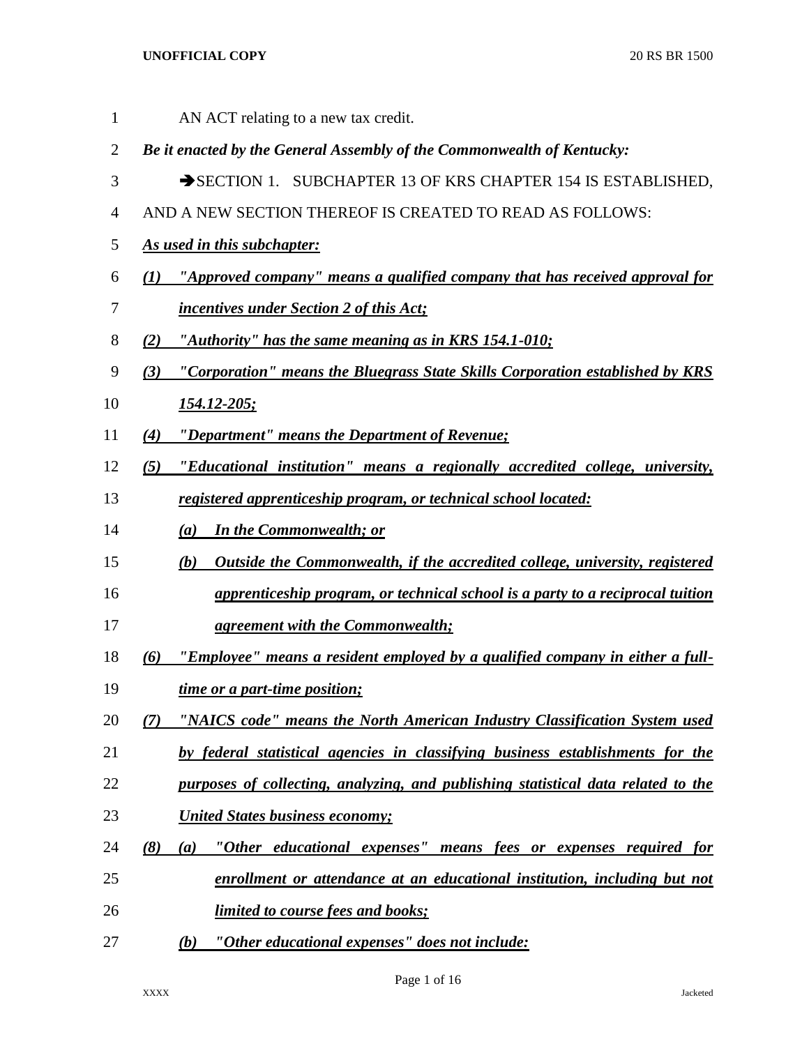AN ACT relating to a new tax credit.

***Be it enacted by the General Assembly of the Commonwealth of Kentucky:***

➔SECTION 1. SUBCHAPTER 13 OF KRS CHAPTER 154 IS ESTABLISHED, AND A NEW SECTION THEREOF IS CREATED TO READ AS FOLLOWS:

***As used in this subchapter:***

***(1) "Approved company" means a qualified company that has received approval for incentives under Section 2 of this Act;***

***(2) "Authority" has the same meaning as in KRS 154.1-010;***

***(3) "Corporation" means the Bluegrass State Skills Corporation established by KRS 154.12-205;***

***(4) "Department" means the Department of Revenue;***

***(5) "Educational institution" means a regionally accredited college, university, registered apprenticeship program, or technical school located:***

***(a) In the Commonwealth; or***

***(b) Outside the Commonwealth, if the accredited college, university, registered apprenticeship program, or technical school is a party to a reciprocal tuition agreement with the Commonwealth;***

***(6) "Employee" means a resident employed by a qualified company in either a full-time or a part-time position;***

***(7) "NAICS code" means the North American Industry Classification System used by federal statistical agencies in classifying business establishments for the purposes of collecting, analyzing, and publishing statistical data related to the United States business economy;***

***(8) (a) "Other educational expenses" means fees or expenses required for enrollment or attendance at an educational institution, including but not limited to course fees and books;***

***(b) "Other educational expenses" does not include:***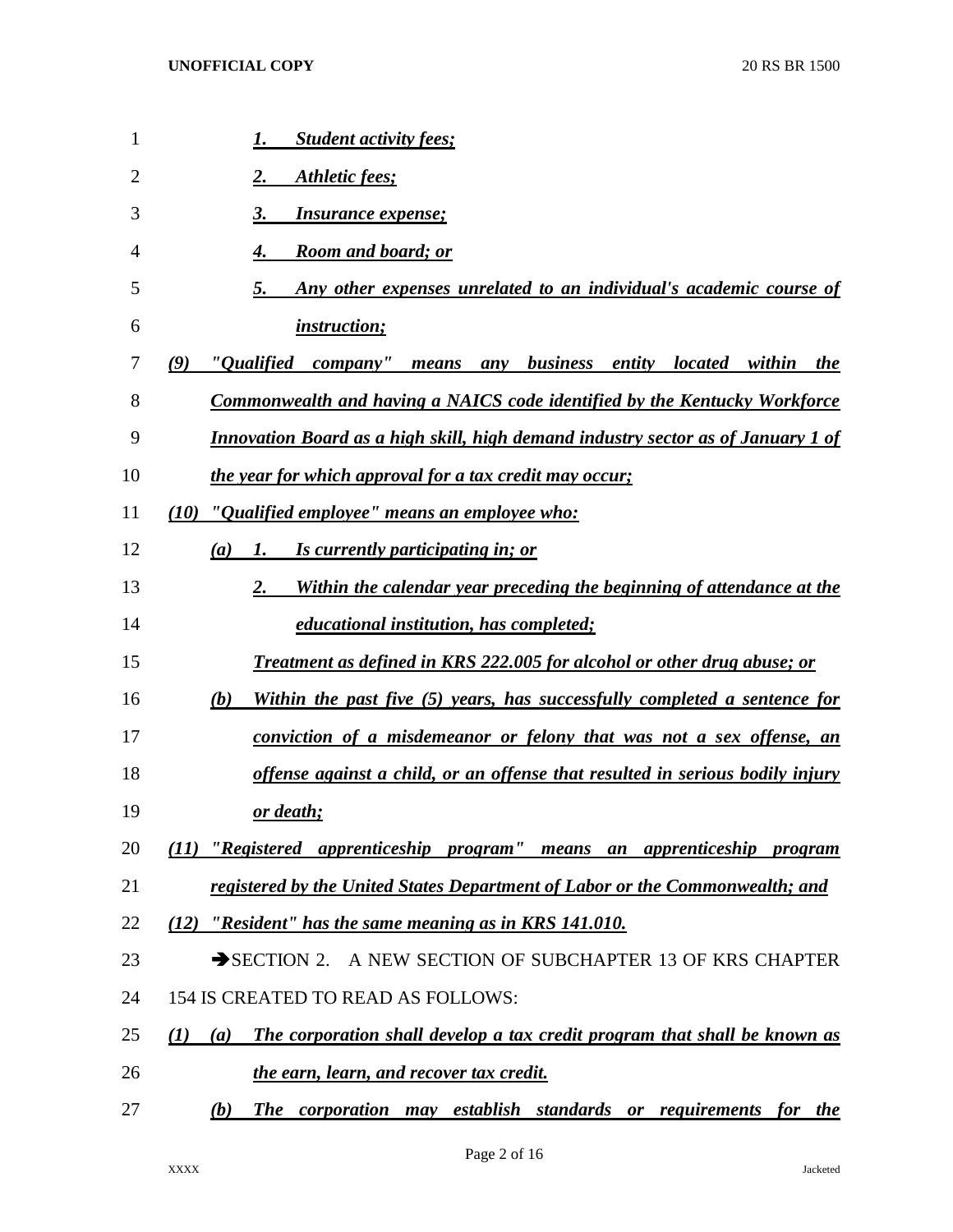1. ***Student activity fees;***
2. ***Athletic fees;***
3. ***Insurance expense;***
4. ***Room and board; or***
5. ***Any other expenses unrelated to an individual's academic course of instruction;***

***(9) "Qualified company" means any business entity located within the Commonwealth and having a NAICS code identified by the Kentucky Workforce Innovation Board as a high skill, high demand industry sector as of January 1 of the year for which approval for a tax credit may occur;***

***(10) "Qualified employee" means an employee who:***

***(a) 1. Is currently participating in; or***

***2. Within the calendar year preceding the beginning of attendance at the educational institution, has completed;***

***Treatment as defined in KRS 222.005 for alcohol or other drug abuse; or***

***(b) Within the past five (5) years, has successfully completed a sentence for conviction of a misdemeanor or felony that was not a sex offense, an offense against a child, or an offense that resulted in serious bodily injury or death;***

***(11) "Registered apprenticeship program" means an apprenticeship program registered by the United States Department of Labor or the Commonwealth; and***

***(12) "Resident" has the same meaning as in KRS 141.010.***

➔SECTION 2. A NEW SECTION OF SUBCHAPTER 13 OF KRS CHAPTER 154 IS CREATED TO READ AS FOLLOWS:

***(1) (a) The corporation shall develop a tax credit program that shall be known as the earn, learn, and recover tax credit.***

***(b) The corporation may establish standards or requirements for the***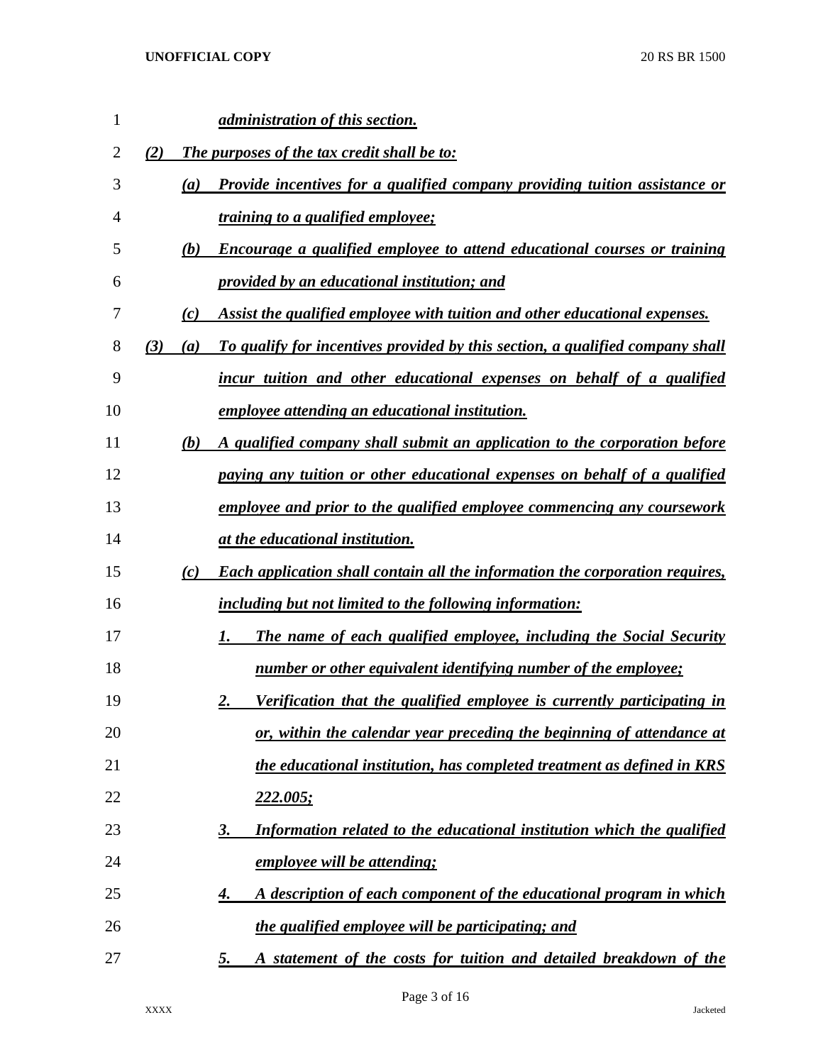*administration of this section.*

*(2) The purposes of the tax credit shall be to:*

*(a) Provide incentives for a qualified company providing tuition assistance or training to a qualified employee;*

*(b) Encourage a qualified employee to attend educational courses or training provided by an educational institution; and*

*(c) Assist the qualified employee with tuition and other educational expenses.*

*(3) (a) To qualify for incentives provided by this section, a qualified company shall incur tuition and other educational expenses on behalf of a qualified employee attending an educational institution.*

*(b) A qualified company shall submit an application to the corporation before paying any tuition or other educational expenses on behalf of a qualified employee and prior to the qualified employee commencing any coursework at the educational institution.*

*(c) Each application shall contain all the information the corporation requires, including but not limited to the following information:*

*1. The name of each qualified employee, including the Social Security number or other equivalent identifying number of the employee;*

*2. Verification that the qualified employee is currently participating in or, within the calendar year preceding the beginning of attendance at the educational institution, has completed treatment as defined in KRS 222.005;*

*3. Information related to the educational institution which the qualified employee will be attending;*

*4. A description of each component of the educational program in which the qualified employee will be participating; and*

*5. A statement of the costs for tuition and detailed breakdown of the*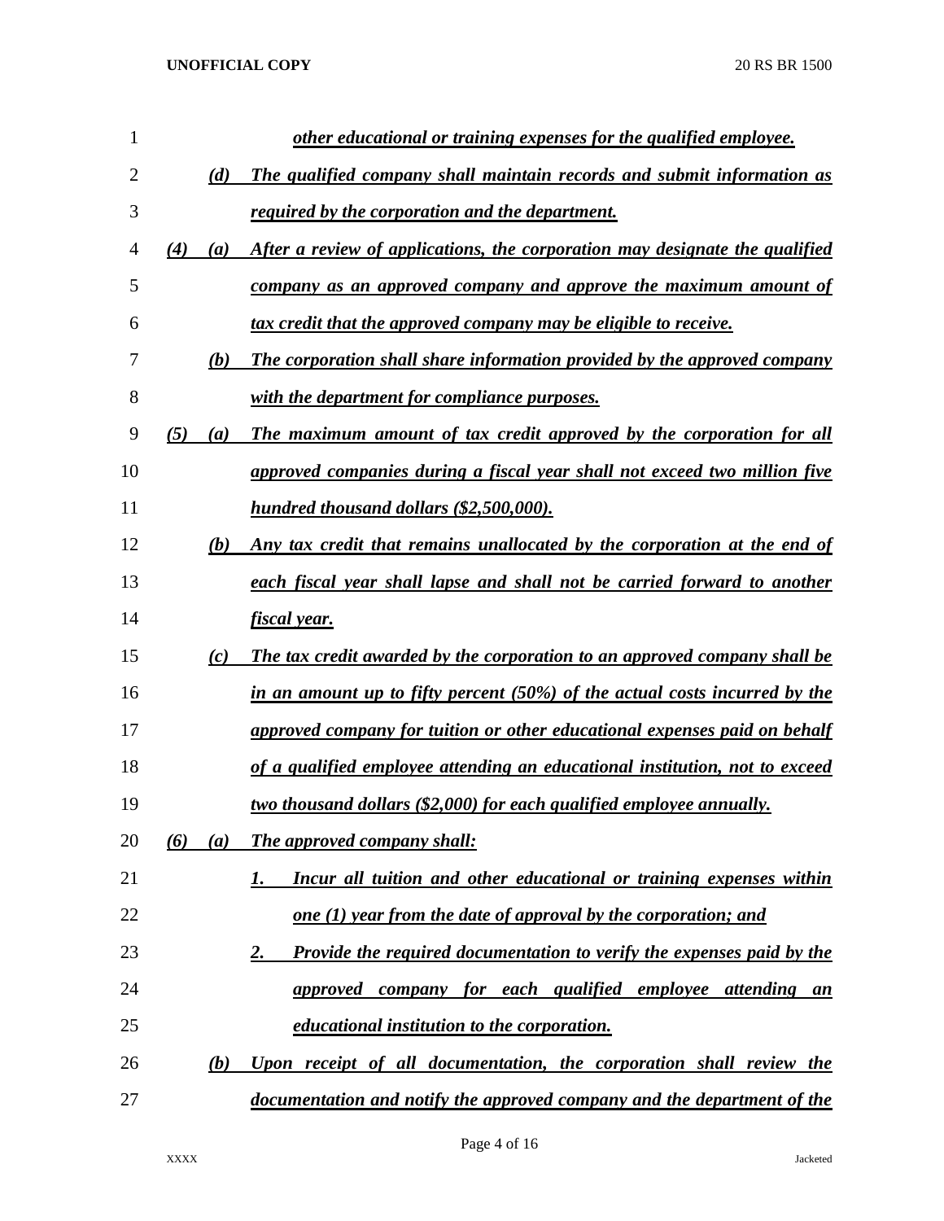*other educational or training expenses for the qualified employee.*

(d) *The qualified company shall maintain records and submit information as required by the corporation and the department.*

(4) (a) *After a review of applications, the corporation may designate the qualified company as an approved company and approve the maximum amount of tax credit that the approved company may be eligible to receive.*

(b) *The corporation shall share information provided by the approved company with the department for compliance purposes.*

(5) (a) *The maximum amount of tax credit approved by the corporation for all approved companies during a fiscal year shall not exceed two million five hundred thousand dollars ($2,500,000).*

(b) *Any tax credit that remains unallocated by the corporation at the end of each fiscal year shall lapse and shall not be carried forward to another fiscal year.*

(c) *The tax credit awarded by the corporation to an approved company shall be in an amount up to fifty percent (50%) of the actual costs incurred by the approved company for tuition or other educational expenses paid on behalf of a qualified employee attending an educational institution, not to exceed two thousand dollars ($2,000) for each qualified employee annually.*

(6) (a) *The approved company shall:*

1. *Incur all tuition and other educational or training expenses within one (1) year from the date of approval by the corporation; and*

2. *Provide the required documentation to verify the expenses paid by the approved company for each qualified employee attending an educational institution to the corporation.*

(b) *Upon receipt of all documentation, the corporation shall review the documentation and notify the approved company and the department of the*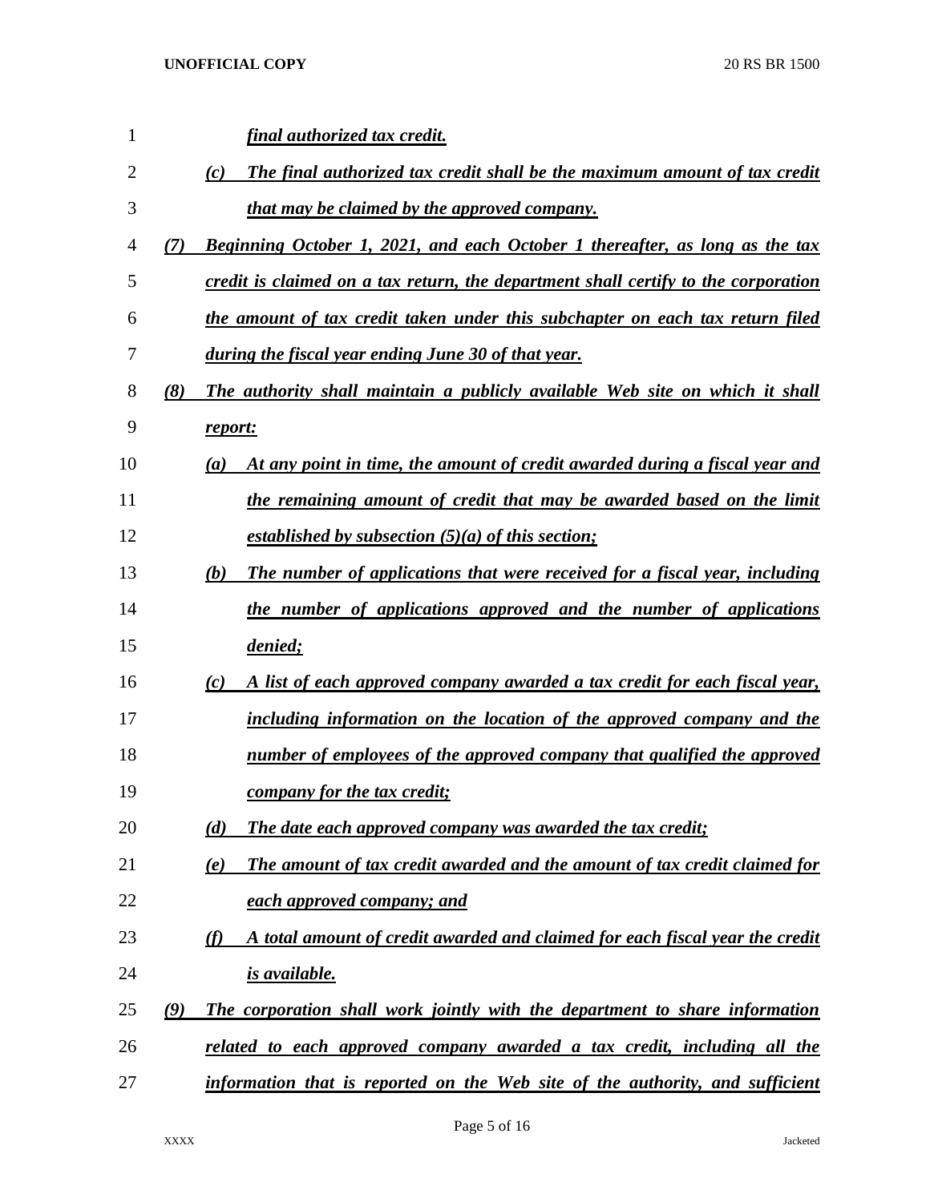*final authorized tax credit.*

*(c) The final authorized tax credit shall be the maximum amount of tax credit that may be claimed by the approved company.*

*(7) Beginning October 1, 2021, and each October 1 thereafter, as long as the tax credit is claimed on a tax return, the department shall certify to the corporation the amount of tax credit taken under this subchapter on each tax return filed during the fiscal year ending June 30 of that year.*

*(8) The authority shall maintain a publicly available Web site on which it shall report:*

*(a) At any point in time, the amount of credit awarded during a fiscal year and the remaining amount of credit that may be awarded based on the limit established by subsection (5)(a) of this section;*

*(b) The number of applications that were received for a fiscal year, including the number of applications approved and the number of applications denied;*

*(c) A list of each approved company awarded a tax credit for each fiscal year, including information on the location of the approved company and the number of employees of the approved company that qualified the approved company for the tax credit;*

*(d) The date each approved company was awarded the tax credit;*

*(e) The amount of tax credit awarded and the amount of tax credit claimed for each approved company; and*

*(f) A total amount of credit awarded and claimed for each fiscal year the credit is available.*

*(9) The corporation shall work jointly with the department to share information related to each approved company awarded a tax credit, including all the information that is reported on the Web site of the authority, and sufficient*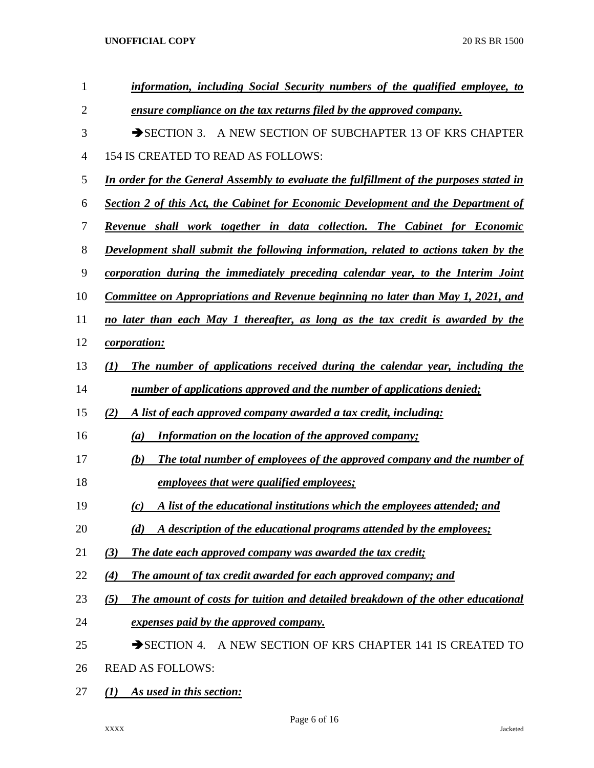***information, including Social Security numbers of the qualified employee, to ensure compliance on the tax returns filed by the approved company.***

➔SECTION 3. A NEW SECTION OF SUBCHAPTER 13 OF KRS CHAPTER 154 IS CREATED TO READ AS FOLLOWS:

***In order for the General Assembly to evaluate the fulfillment of the purposes stated in Section 2 of this Act, the Cabinet for Economic Development and the Department of Revenue shall work together in data collection. The Cabinet for Economic Development shall submit the following information, related to actions taken by the corporation during the immediately preceding calendar year, to the Interim Joint Committee on Appropriations and Revenue beginning no later than May 1, 2021, and no later than each May 1 thereafter, as long as the tax credit is awarded by the corporation:***

***(1) The number of applications received during the calendar year, including the number of applications approved and the number of applications denied;***

***(2) A list of each approved company awarded a tax credit, including:***

***(a) Information on the location of the approved company;***

***(b) The total number of employees of the approved company and the number of employees that were qualified employees;***

***(c) A list of the educational institutions which the employees attended; and***

***(d) A description of the educational programs attended by the employees;***

***(3) The date each approved company was awarded the tax credit;***

***(4) The amount of tax credit awarded for each approved company; and***

***(5) The amount of costs for tuition and detailed breakdown of the other educational expenses paid by the approved company.***

➔SECTION 4. A NEW SECTION OF KRS CHAPTER 141 IS CREATED TO READ AS FOLLOWS:

***(1) As used in this section:***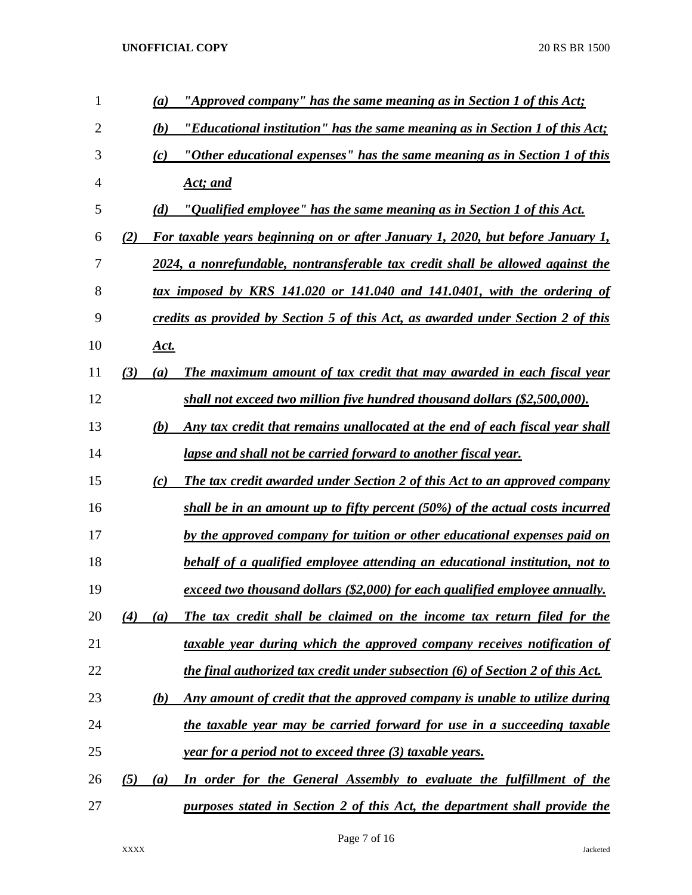*(a) "Approved company" has the same meaning as in Section 1 of this Act;*

*(b) "Educational institution" has the same meaning as in Section 1 of this Act;*

*(c) "Other educational expenses" has the same meaning as in Section 1 of this Act; and*

*(d) "Qualified employee" has the same meaning as in Section 1 of this Act.*

*(2) For taxable years beginning on or after January 1, 2020, but before January 1, 2024, a nonrefundable, nontransferable tax credit shall be allowed against the tax imposed by KRS 141.020 or 141.040 and 141.0401, with the ordering of credits as provided by Section 5 of this Act, as awarded under Section 2 of this Act.*

*(3) (a) The maximum amount of tax credit that may awarded in each fiscal year shall not exceed two million five hundred thousand dollars ($2,500,000).*

*(b) Any tax credit that remains unallocated at the end of each fiscal year shall lapse and shall not be carried forward to another fiscal year.*

*(c) The tax credit awarded under Section 2 of this Act to an approved company shall be in an amount up to fifty percent (50%) of the actual costs incurred by the approved company for tuition or other educational expenses paid on behalf of a qualified employee attending an educational institution, not to exceed two thousand dollars ($2,000) for each qualified employee annually.*

*(4) (a) The tax credit shall be claimed on the income tax return filed for the taxable year during which the approved company receives notification of the final authorized tax credit under subsection (6) of Section 2 of this Act.*

*(b) Any amount of credit that the approved company is unable to utilize during the taxable year may be carried forward for use in a succeeding taxable year for a period not to exceed three (3) taxable years.*

*(5) (a) In order for the General Assembly to evaluate the fulfillment of the purposes stated in Section 2 of this Act, the department shall provide the*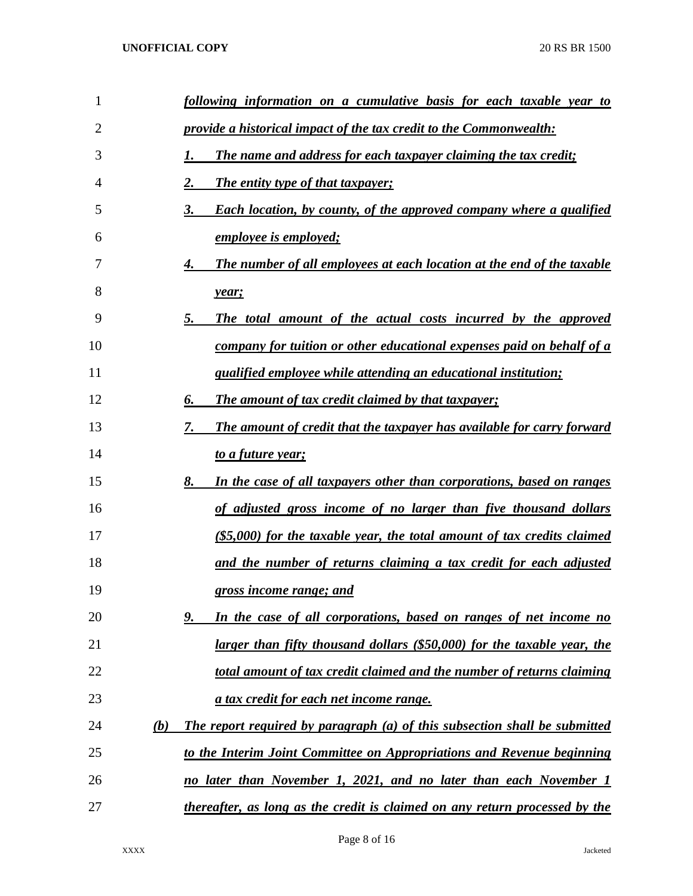*following information on a cumulative basis for each taxable year to provide a historical impact of the tax credit to the Commonwealth:*

1. *The name and address for each taxpayer claiming the tax credit;*
2. *The entity type of that taxpayer;*
3. *Each location, by county, of the approved company where a qualified employee is employed;*
4. *The number of all employees at each location at the end of the taxable year;*
5. *The total amount of the actual costs incurred by the approved company for tuition or other educational expenses paid on behalf of a qualified employee while attending an educational institution;*
6. *The amount of tax credit claimed by that taxpayer;*
7. *The amount of credit that the taxpayer has available for carry forward to a future year;*
8. *In the case of all taxpayers other than corporations, based on ranges of adjusted gross income of no larger than five thousand dollars ($5,000) for the taxable year, the total amount of tax credits claimed and the number of returns claiming a tax credit for each adjusted gross income range; and*
9. *In the case of all corporations, based on ranges of net income no larger than fifty thousand dollars ($50,000) for the taxable year, the total amount of tax credit claimed and the number of returns claiming a tax credit for each net income range.*

*(b) The report required by paragraph (a) of this subsection shall be submitted to the Interim Joint Committee on Appropriations and Revenue beginning no later than November 1, 2021, and no later than each November 1 thereafter, as long as the credit is claimed on any return processed by the*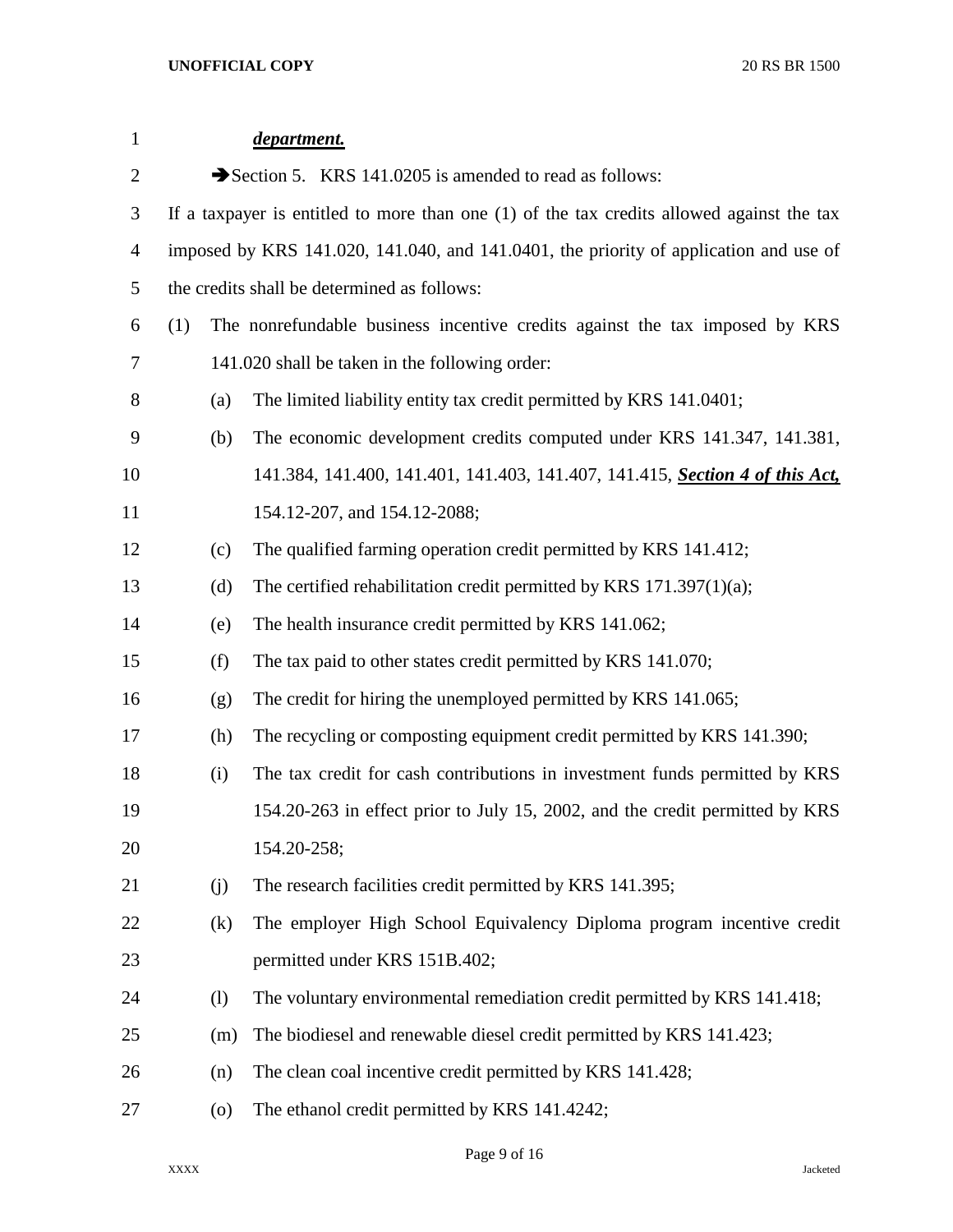***department.***

➔Section 5. KRS 141.0205 is amended to read as follows:

If a taxpayer is entitled to more than one (1) of the tax credits allowed against the tax imposed by KRS 141.020, 141.040, and 141.0401, the priority of application and use of the credits shall be determined as follows:

(1) The nonrefundable business incentive credits against the tax imposed by KRS 141.020 shall be taken in the following order:

(a) The limited liability entity tax credit permitted by KRS 141.0401;

(b) The economic development credits computed under KRS 141.347, 141.381, 141.384, 141.400, 141.401, 141.403, 141.407, 141.415, ***Section 4 of this Act,*** 154.12-207, and 154.12-2088;

(c) The qualified farming operation credit permitted by KRS 141.412;

(d) The certified rehabilitation credit permitted by KRS 171.397(1)(a);

(e) The health insurance credit permitted by KRS 141.062;

(f) The tax paid to other states credit permitted by KRS 141.070;

(g) The credit for hiring the unemployed permitted by KRS 141.065;

(h) The recycling or composting equipment credit permitted by KRS 141.390;

(i) The tax credit for cash contributions in investment funds permitted by KRS 154.20-263 in effect prior to July 15, 2002, and the credit permitted by KRS 154.20-258;

(j) The research facilities credit permitted by KRS 141.395;

(k) The employer High School Equivalency Diploma program incentive credit permitted under KRS 151B.402;

(l) The voluntary environmental remediation credit permitted by KRS 141.418;

(m) The biodiesel and renewable diesel credit permitted by KRS 141.423;

(n) The clean coal incentive credit permitted by KRS 141.428;

(o) The ethanol credit permitted by KRS 141.4242;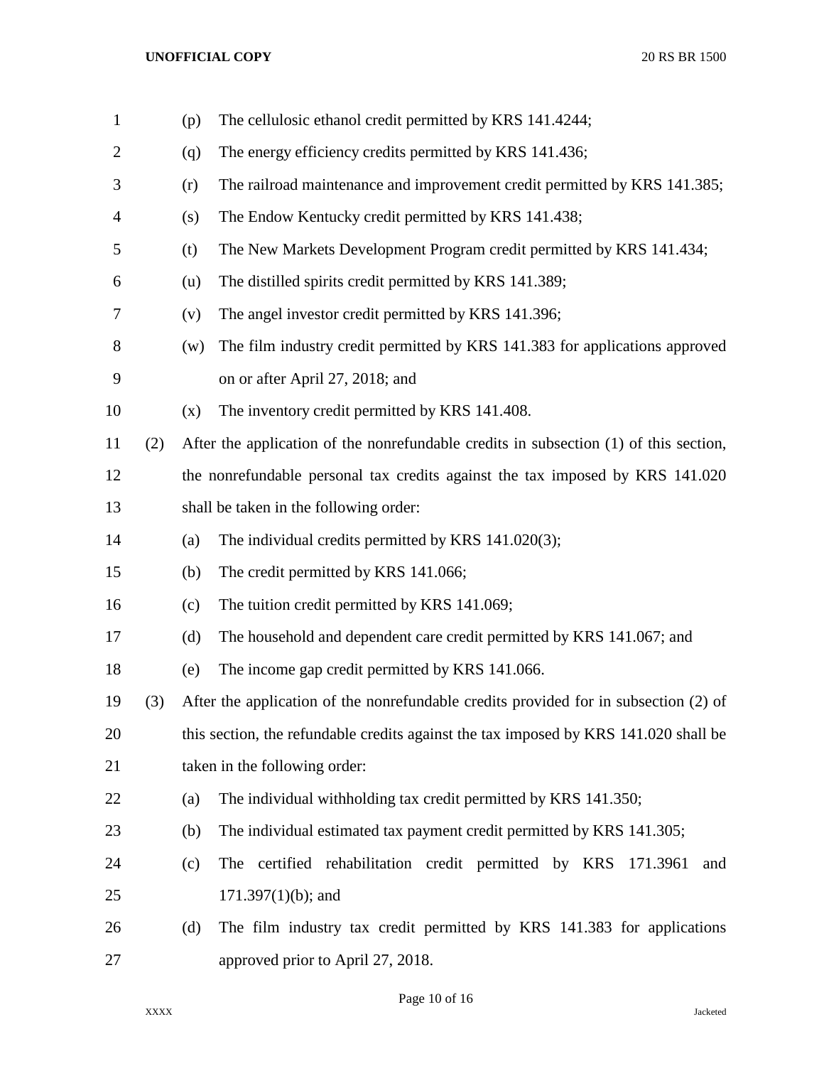(p) The cellulosic ethanol credit permitted by KRS 141.4244;

(q) The energy efficiency credits permitted by KRS 141.436;

(r) The railroad maintenance and improvement credit permitted by KRS 141.385;

(s) The Endow Kentucky credit permitted by KRS 141.438;

(t) The New Markets Development Program credit permitted by KRS 141.434;

(u) The distilled spirits credit permitted by KRS 141.389;

(v) The angel investor credit permitted by KRS 141.396;

(w) The film industry credit permitted by KRS 141.383 for applications approved on or after April 27, 2018; and

(x) The inventory credit permitted by KRS 141.408.

(2) After the application of the nonrefundable credits in subsection (1) of this section, the nonrefundable personal tax credits against the tax imposed by KRS 141.020 shall be taken in the following order:

(a) The individual credits permitted by KRS 141.020(3);

(b) The credit permitted by KRS 141.066;

(c) The tuition credit permitted by KRS 141.069;

(d) The household and dependent care credit permitted by KRS 141.067; and

(e) The income gap credit permitted by KRS 141.066.

(3) After the application of the nonrefundable credits provided for in subsection (2) of this section, the refundable credits against the tax imposed by KRS 141.020 shall be taken in the following order:

(a) The individual withholding tax credit permitted by KRS 141.350;

(b) The individual estimated tax payment credit permitted by KRS 141.305;

(c) The certified rehabilitation credit permitted by KRS 171.3961 and 171.397(1)(b); and

(d) The film industry tax credit permitted by KRS 141.383 for applications approved prior to April 27, 2018.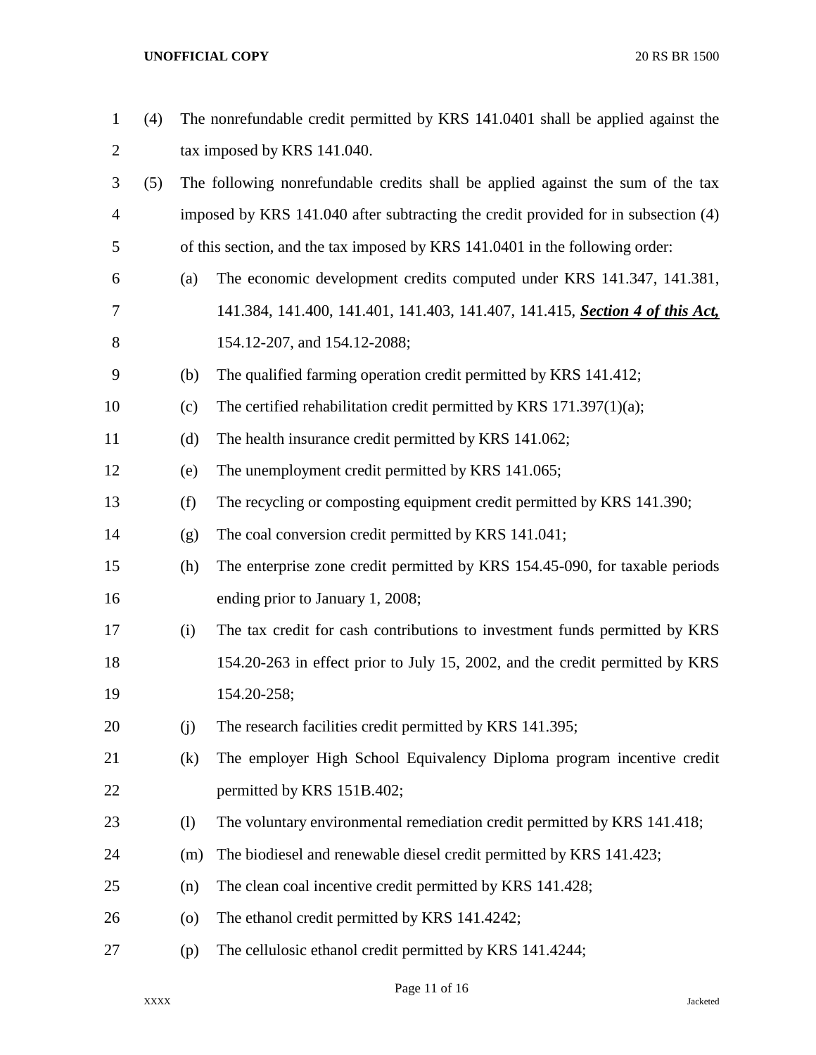(4) The nonrefundable credit permitted by KRS 141.0401 shall be applied against the tax imposed by KRS 141.040.

(5) The following nonrefundable credits shall be applied against the sum of the tax imposed by KRS 141.040 after subtracting the credit provided for in subsection (4) of this section, and the tax imposed by KRS 141.0401 in the following order:

(a) The economic development credits computed under KRS 141.347, 141.381, 141.384, 141.400, 141.401, 141.403, 141.407, 141.415, ***Section 4 of this Act,*** 154.12-207, and 154.12-2088;

(b) The qualified farming operation credit permitted by KRS 141.412;

(c) The certified rehabilitation credit permitted by KRS 171.397(1)(a);

(d) The health insurance credit permitted by KRS 141.062;

(e) The unemployment credit permitted by KRS 141.065;

(f) The recycling or composting equipment credit permitted by KRS 141.390;

(g) The coal conversion credit permitted by KRS 141.041;

(h) The enterprise zone credit permitted by KRS 154.45-090, for taxable periods ending prior to January 1, 2008;

(i) The tax credit for cash contributions to investment funds permitted by KRS 154.20-263 in effect prior to July 15, 2002, and the credit permitted by KRS 154.20-258;

(j) The research facilities credit permitted by KRS 141.395;

(k) The employer High School Equivalency Diploma program incentive credit permitted by KRS 151B.402;

(l) The voluntary environmental remediation credit permitted by KRS 141.418;

(m) The biodiesel and renewable diesel credit permitted by KRS 141.423;

(n) The clean coal incentive credit permitted by KRS 141.428;

(o) The ethanol credit permitted by KRS 141.4242;

(p) The cellulosic ethanol credit permitted by KRS 141.4244;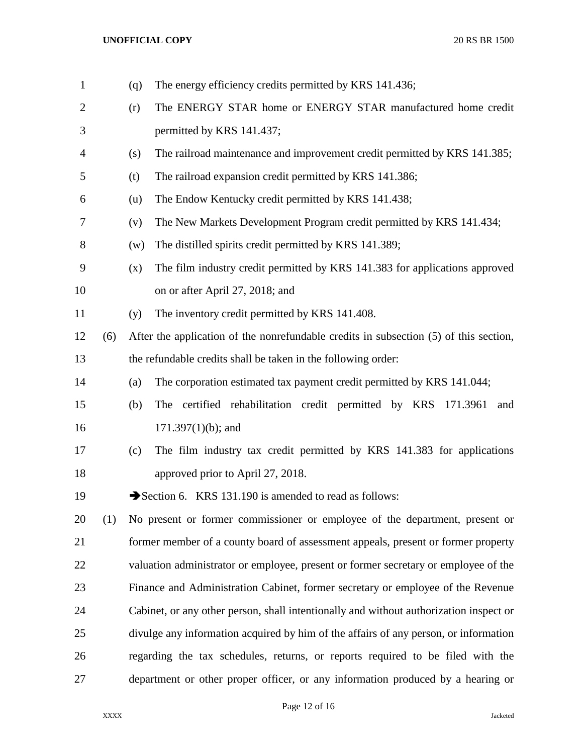(q) The energy efficiency credits permitted by KRS 141.436;

(r) The ENERGY STAR home or ENERGY STAR manufactured home credit permitted by KRS 141.437;

(s) The railroad maintenance and improvement credit permitted by KRS 141.385;

(t) The railroad expansion credit permitted by KRS 141.386;

(u) The Endow Kentucky credit permitted by KRS 141.438;

(v) The New Markets Development Program credit permitted by KRS 141.434;

(w) The distilled spirits credit permitted by KRS 141.389;

(x) The film industry credit permitted by KRS 141.383 for applications approved on or after April 27, 2018; and

(y) The inventory credit permitted by KRS 141.408.

(6) After the application of the nonrefundable credits in subsection (5) of this section, the refundable credits shall be taken in the following order:

(a) The corporation estimated tax payment credit permitted by KRS 141.044;

(b) The certified rehabilitation credit permitted by KRS 171.3961 and 171.397(1)(b); and

(c) The film industry tax credit permitted by KRS 141.383 for applications approved prior to April 27, 2018.

➔Section 6. KRS 131.190 is amended to read as follows:

(1) No present or former commissioner or employee of the department, present or former member of a county board of assessment appeals, present or former property valuation administrator or employee, present or former secretary or employee of the Finance and Administration Cabinet, former secretary or employee of the Revenue Cabinet, or any other person, shall intentionally and without authorization inspect or divulge any information acquired by him of the affairs of any person, or information regarding the tax schedules, returns, or reports required to be filed with the department or other proper officer, or any information produced by a hearing or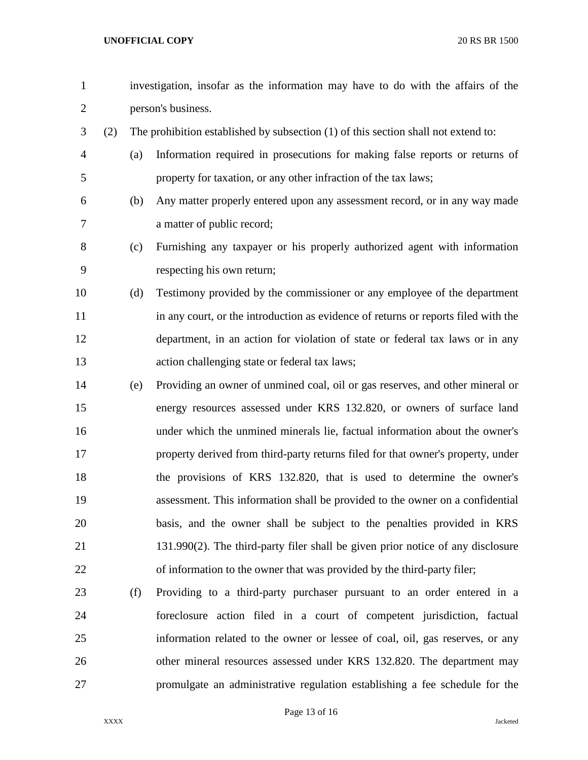investigation, insofar as the information may have to do with the affairs of the person's business.

(2) The prohibition established by subsection (1) of this section shall not extend to:

(a) Information required in prosecutions for making false reports or returns of property for taxation, or any other infraction of the tax laws;

(b) Any matter properly entered upon any assessment record, or in any way made a matter of public record;

(c) Furnishing any taxpayer or his properly authorized agent with information respecting his own return;

(d) Testimony provided by the commissioner or any employee of the department in any court, or the introduction as evidence of returns or reports filed with the department, in an action for violation of state or federal tax laws or in any action challenging state or federal tax laws;

(e) Providing an owner of unmined coal, oil or gas reserves, and other mineral or energy resources assessed under KRS 132.820, or owners of surface land under which the unmined minerals lie, factual information about the owner's property derived from third-party returns filed for that owner's property, under the provisions of KRS 132.820, that is used to determine the owner's assessment. This information shall be provided to the owner on a confidential basis, and the owner shall be subject to the penalties provided in KRS 131.990(2). The third-party filer shall be given prior notice of any disclosure of information to the owner that was provided by the third-party filer;

(f) Providing to a third-party purchaser pursuant to an order entered in a foreclosure action filed in a court of competent jurisdiction, factual information related to the owner or lessee of coal, oil, gas reserves, or any other mineral resources assessed under KRS 132.820. The department may promulgate an administrative regulation establishing a fee schedule for the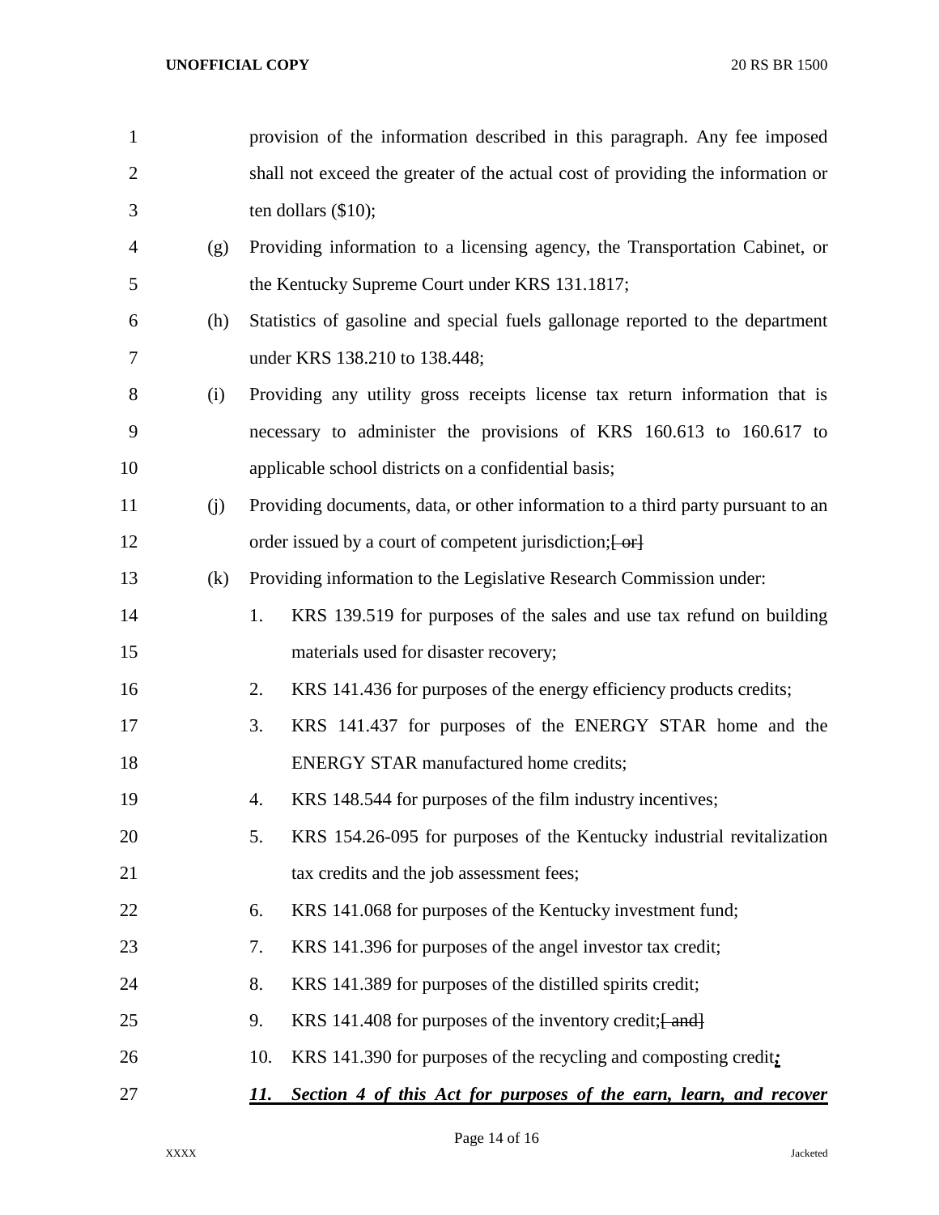provision of the information described in this paragraph. Any fee imposed shall not exceed the greater of the actual cost of providing the information or ten dollars ($10);

(g) Providing information to a licensing agency, the Transportation Cabinet, or the Kentucky Supreme Court under KRS 131.1817;

(h) Statistics of gasoline and special fuels gallonage reported to the department under KRS 138.210 to 138.448;

(i) Providing any utility gross receipts license tax return information that is necessary to administer the provisions of KRS 160.613 to 160.617 to applicable school districts on a confidential basis;

(j) Providing documents, data, or other information to a third party pursuant to an order issued by a court of competent jurisdiction;~~[ or]~~

(k) Providing information to the Legislative Research Commission under:

1. KRS 139.519 for purposes of the sales and use tax refund on building materials used for disaster recovery;
2. KRS 141.436 for purposes of the energy efficiency products credits;
3. KRS 141.437 for purposes of the ENERGY STAR home and the ENERGY STAR manufactured home credits;
4. KRS 148.544 for purposes of the film industry incentives;
5. KRS 154.26-095 for purposes of the Kentucky industrial revitalization tax credits and the job assessment fees;
6. KRS 141.068 for purposes of the Kentucky investment fund;
7. KRS 141.396 for purposes of the angel investor tax credit;
8. KRS 141.389 for purposes of the distilled spirits credit;
9. KRS 141.408 for purposes of the inventory credit;~~[ and]~~
10. KRS 141.390 for purposes of the recycling and composting credit***;***
11. ***Section 4 of this Act for purposes of the earn, learn, and recover***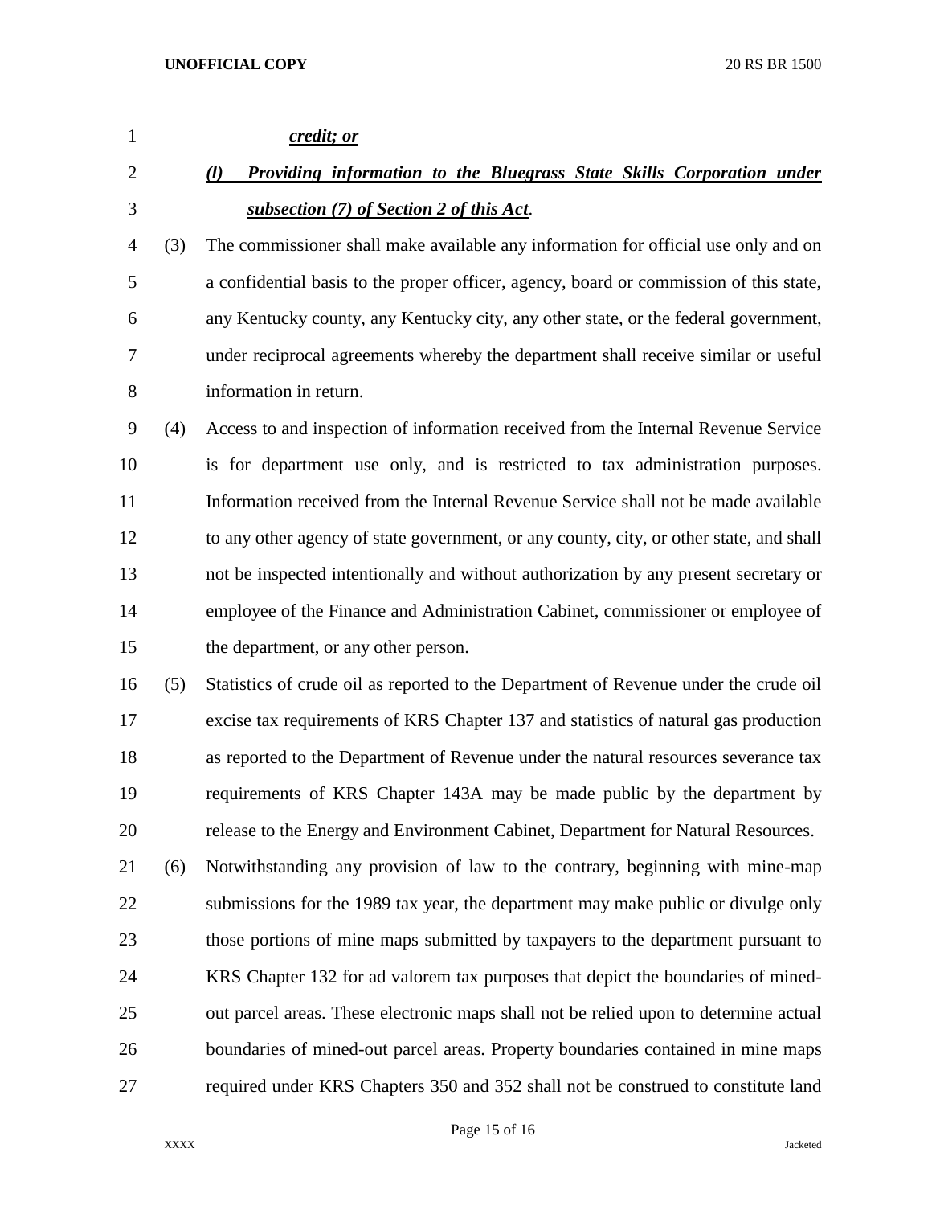*credit; or*

*(l) Providing information to the Bluegrass State Skills Corporation under subsection (7) of Section 2 of this Act*.

(3) The commissioner shall make available any information for official use only and on a confidential basis to the proper officer, agency, board or commission of this state, any Kentucky county, any Kentucky city, any other state, or the federal government, under reciprocal agreements whereby the department shall receive similar or useful information in return.

(4) Access to and inspection of information received from the Internal Revenue Service is for department use only, and is restricted to tax administration purposes. Information received from the Internal Revenue Service shall not be made available to any other agency of state government, or any county, city, or other state, and shall not be inspected intentionally and without authorization by any present secretary or employee of the Finance and Administration Cabinet, commissioner or employee of the department, or any other person.

(5) Statistics of crude oil as reported to the Department of Revenue under the crude oil excise tax requirements of KRS Chapter 137 and statistics of natural gas production as reported to the Department of Revenue under the natural resources severance tax requirements of KRS Chapter 143A may be made public by the department by release to the Energy and Environment Cabinet, Department for Natural Resources.

(6) Notwithstanding any provision of law to the contrary, beginning with mine-map submissions for the 1989 tax year, the department may make public or divulge only those portions of mine maps submitted by taxpayers to the department pursuant to KRS Chapter 132 for ad valorem tax purposes that depict the boundaries of mined-out parcel areas. These electronic maps shall not be relied upon to determine actual boundaries of mined-out parcel areas. Property boundaries contained in mine maps required under KRS Chapters 350 and 352 shall not be construed to constitute land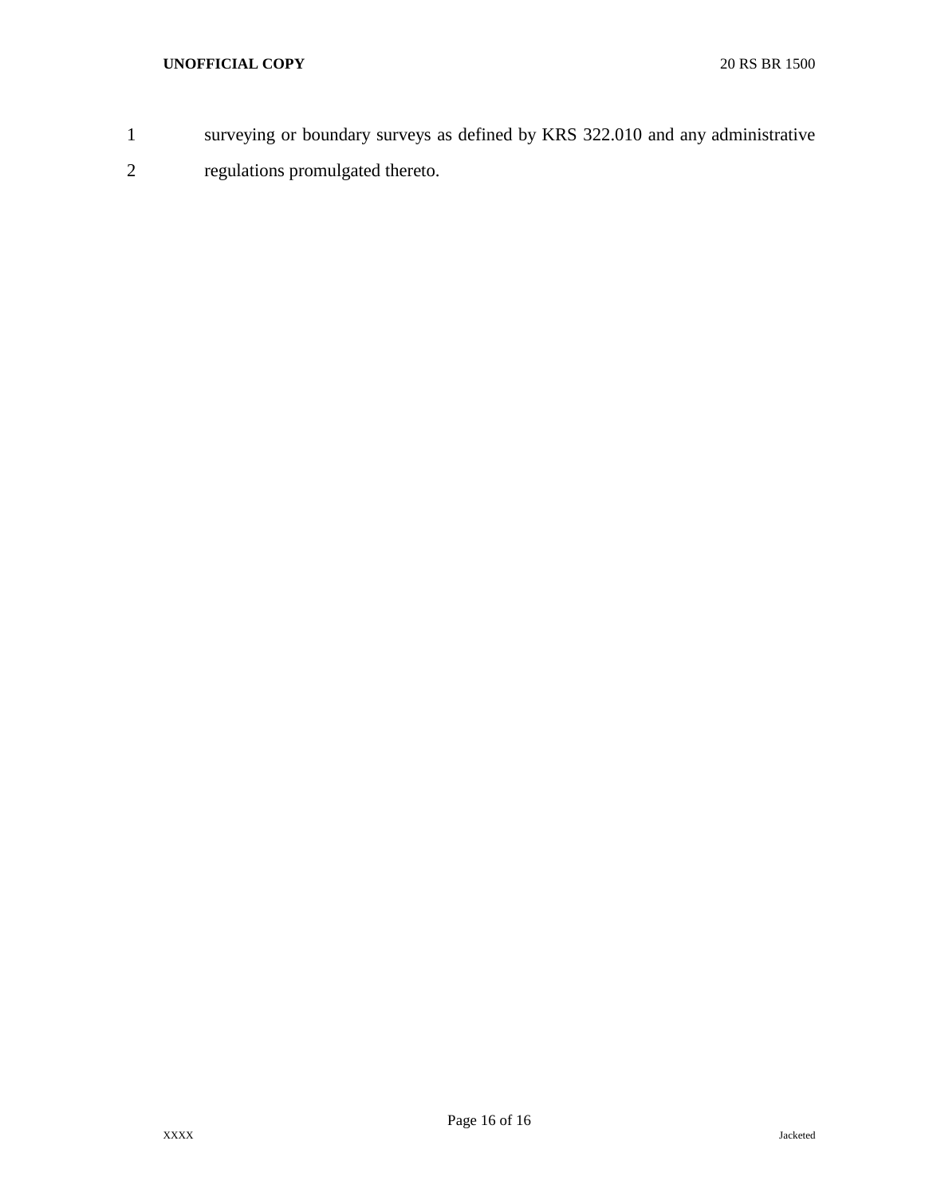surveying or boundary surveys as defined by KRS 322.010 and any administrative regulations promulgated thereto.